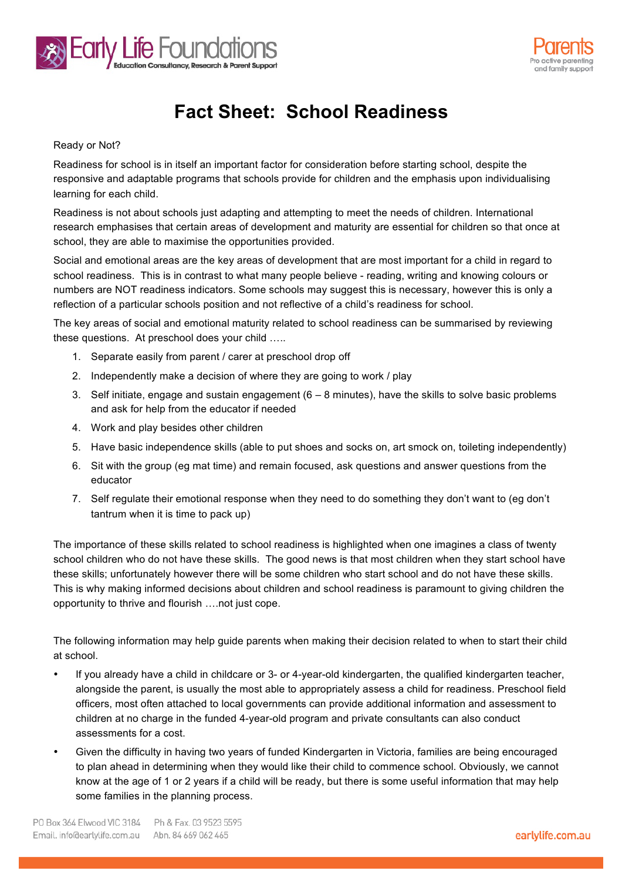# Fact Sheet: School Readiness

Ready or Not?

Readiness for school is in itself an important factor for consideration before starting school, despite the responsive and adaptable programs that schools provide for children and the emphasis upon individualising learning for each child.

Readiness is not about schools just adapting and attempting to meet the needs of children. International research emphasises that certain areas of development and maturity are essential for children so that once at school, they are able to maximise the opportunities provided.

Social and emotional areas are the key areas of development that are most important for a child in regard to school readiness. This is in contrast to what many people believe - reading, writing and knowing colours or numbers are NOT readiness indicators. Some schools may suggest this is necessary, however this is only a reflection of a particular schools position and not reflective of a child's readiness for school.

The key areas of social and emotional maturity related to school readiness can be summarised by reviewing these questions. At preschool does your child …..

1. Separate easily from parent / carer at preschool drop off
2. Independently make a decision of where they are going to work / play
3. Self initiate, engage and sustain engagement (6 – 8 minutes), have the skills to solve basic problems and ask for help from the educator if needed
4. Work and play besides other children
5. Have basic independence skills (able to put shoes and socks on, art smock on, toileting independently)
6. Sit with the group (eg mat time) and remain focused, ask questions and answer questions from the educator
7. Self regulate their emotional response when they need to do something they don't want to (eg don't tantrum when it is time to pack up)

The importance of these skills related to school readiness is highlighted when one imagines a class of twenty school children who do not have these skills. The good news is that most children when they start school have these skills; unfortunately however there will be some children who start school and do not have these skills. This is why making informed decisions about children and school readiness is paramount to giving children the opportunity to thrive and flourish ….not just cope.

The following information may help guide parents when making their decision related to when to start their child at school.

- If you already have a child in childcare or 3- or 4-year-old kindergarten, the qualified kindergarten teacher, alongside the parent, is usually the most able to appropriately assess a child for readiness. Preschool field officers, most often attached to local governments can provide additional information and assessment to children at no charge in the funded 4-year-old program and private consultants can also conduct assessments for a cost.
- Given the difficulty in having two years of funded Kindergarten in Victoria, families are being encouraged to plan ahead in determining when they would like their child to commence school. Obviously, we cannot know at the age of 1 or 2 years if a child will be ready, but there is some useful information that may help some families in the planning process.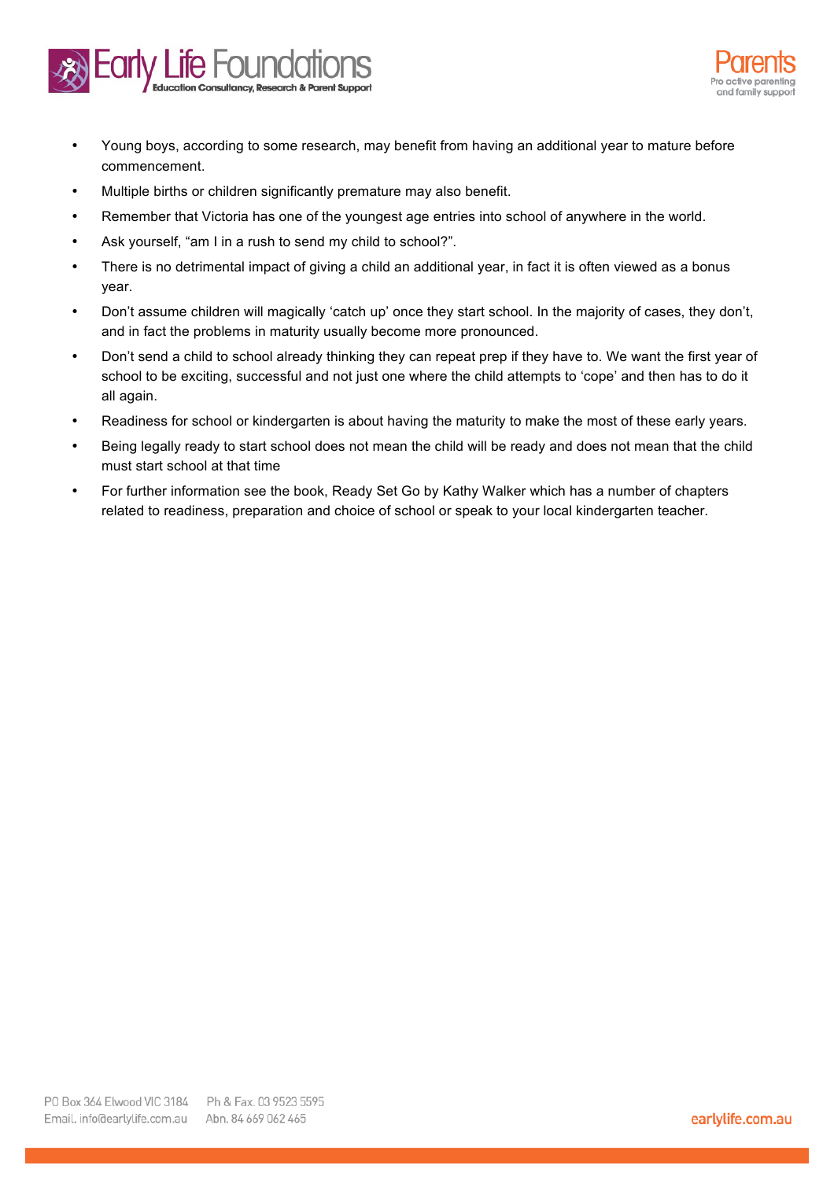- Young boys, according to some research, may benefit from having an additional year to mature before commencement.
- Multiple births or children significantly premature may also benefit.
- Remember that Victoria has one of the youngest age entries into school of anywhere in the world.
- Ask yourself, "am I in a rush to send my child to school?".
- There is no detrimental impact of giving a child an additional year, in fact it is often viewed as a bonus year.
- Don't assume children will magically 'catch up' once they start school. In the majority of cases, they don't, and in fact the problems in maturity usually become more pronounced.
- Don't send a child to school already thinking they can repeat prep if they have to. We want the first year of school to be exciting, successful and not just one where the child attempts to 'cope' and then has to do it all again.
- Readiness for school or kindergarten is about having the maturity to make the most of these early years.
- Being legally ready to start school does not mean the child will be ready and does not mean that the child must start school at that time
- For further information see the book, Ready Set Go by Kathy Walker which has a number of chapters related to readiness, preparation and choice of school or speak to your local kindergarten teacher.